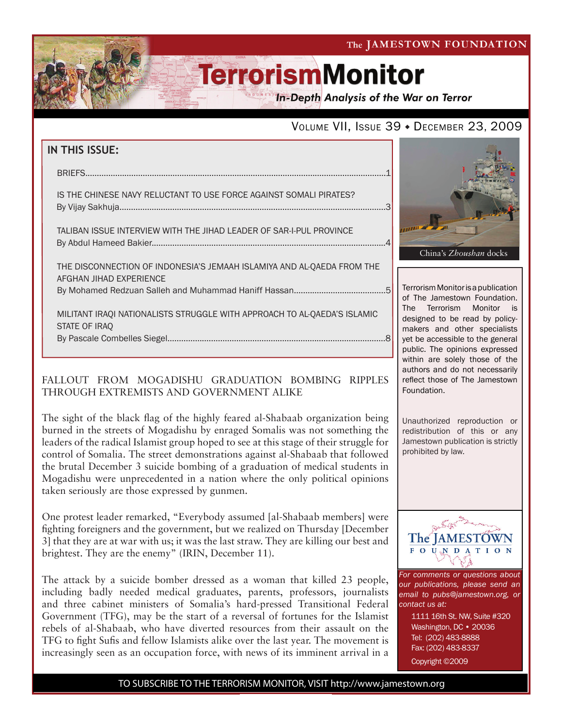The JAMESTOWN FOUNDATION

# TerrorismMonitor

*In-Depth Analysis of the War on Terror*

Volume VII, Issue 39 ◆ December 23, 2009

**IN THIS ISSUE:**

BRIEFS.....1

IS THE CHINESE NAVY RELUCTANT TO USE FORCE AGAINST SOMALI PIRATES?
By Vijay Sakhuja.....3

TALIBAN ISSUE INTERVIEW WITH THE JIHAD LEADER OF SAR-I-PUL PROVINCE
By Abdul Hameed Bakier.....4

THE DISCONNECTION OF INDONESIA'S JEMAAH ISLAMIYA AND AL-QAEDA FROM THE AFGHAN JIHAD EXPERIENCE
By Mohamed Redzuan Salleh and Muhammad Haniff Hassan.....5

MILITANT IRAQI NATIONALISTS STRUGGLE WITH APPROACH TO AL-QAEDA'S ISLAMIC STATE OF IRAQ
By Pascale Combelles Siegel.....8

China's *Zhoushan* docks

Terrorism Monitor is a publication of The Jamestown Foundation. The Terrorism Monitor is designed to be read by policy-makers and other specialists yet be accessible to the general public. The opinions expressed within are solely those of the authors and do not necessarily reflect those of The Jamestown Foundation.

Unauthorized reproduction or redistribution of this or any Jamestown publication is strictly prohibited by law.

## FALLOUT FROM MOGADISHU GRADUATION BOMBING RIPPLES THROUGH EXTREMISTS AND GOVERNMENT ALIKE

The sight of the black flag of the highly feared al-Shabaab organization being burned in the streets of Mogadishu by enraged Somalis was not something the leaders of the radical Islamist group hoped to see at this stage of their struggle for control of Somalia. The street demonstrations against al-Shabaab that followed the brutal December 3 suicide bombing of a graduation of medical students in Mogadishu were unprecedented in a nation where the only political opinions taken seriously are those expressed by gunmen.

One protest leader remarked, "Everybody assumed [al-Shabaab members] were fighting foreigners and the government, but we realized on Thursday [December 3] that they are at war with us; it was the last straw. They are killing our best and brightest. They are the enemy" (IRIN, December 11).

The attack by a suicide bomber dressed as a woman that killed 23 people, including badly needed medical graduates, parents, professors, journalists and three cabinet ministers of Somalia's hard-pressed Transitional Federal Government (TFG), may be the start of a reversal of fortunes for the Islamist rebels of al-Shabaab, who have diverted resources from their assault on the TFG to fight Sufis and fellow Islamists alike over the last year. The movement is increasingly seen as an occupation force, with news of its imminent arrival in a

The JAMESTOWN FOUNDATION

*For comments or questions about our publications, please send an email to pubs@jamestown.org, or contact us at:*

1111 16th St. NW, Suite #320
Washington, DC • 20036
Tel: (202) 483-8888
Fax: (202) 483-8337
Copyright ©2009

TO SUBSCRIBE TO THE TERRORISM MONITOR, VISIT http://www.jamestown.org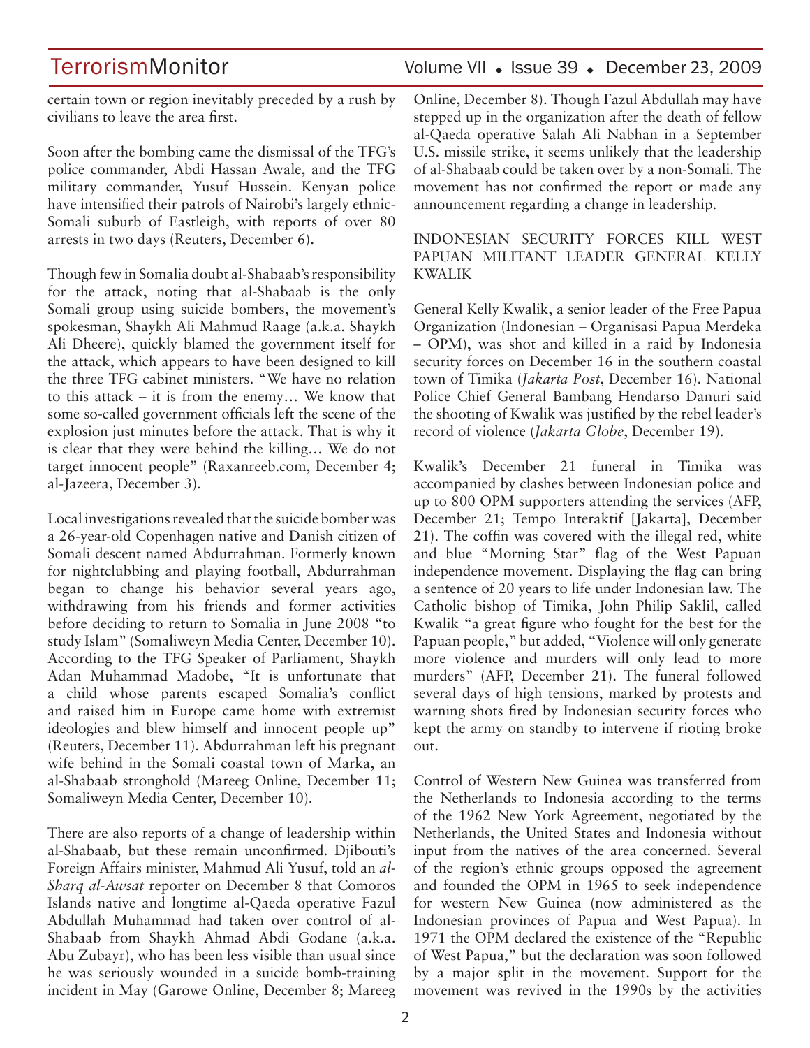certain town or region inevitably preceded by a rush by civilians to leave the area first.

Soon after the bombing came the dismissal of the TFG's police commander, Abdi Hassan Awale, and the TFG military commander, Yusuf Hussein. Kenyan police have intensified their patrols of Nairobi's largely ethnic-Somali suburb of Eastleigh, with reports of over 80 arrests in two days (Reuters, December 6).

Though few in Somalia doubt al-Shabaab's responsibility for the attack, noting that al-Shabaab is the only Somali group using suicide bombers, the movement's spokesman, Shaykh Ali Mahmud Raage (a.k.a. Shaykh Ali Dheere), quickly blamed the government itself for the attack, which appears to have been designed to kill the three TFG cabinet ministers. "We have no relation to this attack – it is from the enemy… We know that some so-called government officials left the scene of the explosion just minutes before the attack. That is why it is clear that they were behind the killing… We do not target innocent people" (Raxanreeb.com, December 4; al-Jazeera, December 3).

Local investigations revealed that the suicide bomber was a 26-year-old Copenhagen native and Danish citizen of Somali descent named Abdurrahman. Formerly known for nightclubbing and playing football, Abdurrahman began to change his behavior several years ago, withdrawing from his friends and former activities before deciding to return to Somalia in June 2008 "to study Islam" (Somaliweyn Media Center, December 10). According to the TFG Speaker of Parliament, Shaykh Adan Muhammad Madobe, "It is unfortunate that a child whose parents escaped Somalia's conflict and raised him in Europe came home with extremist ideologies and blew himself and innocent people up" (Reuters, December 11). Abdurrahman left his pregnant wife behind in the Somali coastal town of Marka, an al-Shabaab stronghold (Mareeg Online, December 11; Somaliweyn Media Center, December 10).

There are also reports of a change of leadership within al-Shabaab, but these remain unconfirmed. Djibouti's Foreign Affairs minister, Mahmud Ali Yusuf, told an *al-Sharq al-Awsat* reporter on December 8 that Comoros Islands native and longtime al-Qaeda operative Fazul Abdullah Muhammad had taken over control of al-Shabaab from Shaykh Ahmad Abdi Godane (a.k.a. Abu Zubayr), who has been less visible than usual since he was seriously wounded in a suicide bomb-training incident in May (Garowe Online, December 8; Mareeg Online, December 8). Though Fazul Abdullah may have stepped up in the organization after the death of fellow al-Qaeda operative Salah Ali Nabhan in a September U.S. missile strike, it seems unlikely that the leadership of al-Shabaab could be taken over by a non-Somali. The movement has not confirmed the report or made any announcement regarding a change in leadership.

## INDONESIAN SECURITY FORCES KILL WEST PAPUAN MILITANT LEADER GENERAL KELLY KWALIK

General Kelly Kwalik, a senior leader of the Free Papua Organization (Indonesian – Organisasi Papua Merdeka – OPM), was shot and killed in a raid by Indonesia security forces on December 16 in the southern coastal town of Timika (*Jakarta Post*, December 16). National Police Chief General Bambang Hendarso Danuri said the shooting of Kwalik was justified by the rebel leader's record of violence (*Jakarta Globe*, December 19).

Kwalik's December 21 funeral in Timika was accompanied by clashes between Indonesian police and up to 800 OPM supporters attending the services (AFP, December 21; Tempo Interaktif [Jakarta], December 21). The coffin was covered with the illegal red, white and blue "Morning Star" flag of the West Papuan independence movement. Displaying the flag can bring a sentence of 20 years to life under Indonesian law. The Catholic bishop of Timika, John Philip Saklil, called Kwalik "a great figure who fought for the best for the Papuan people," but added, "Violence will only generate more violence and murders will only lead to more murders" (AFP, December 21). The funeral followed several days of high tensions, marked by protests and warning shots fired by Indonesian security forces who kept the army on standby to intervene if rioting broke out.

Control of Western New Guinea was transferred from the Netherlands to Indonesia according to the terms of the 1962 New York Agreement, negotiated by the Netherlands, the United States and Indonesia without input from the natives of the area concerned. Several of the region's ethnic groups opposed the agreement and founded the OPM in 1965 to seek independence for western New Guinea (now administered as the Indonesian provinces of Papua and West Papua). In 1971 the OPM declared the existence of the "Republic of West Papua," but the declaration was soon followed by a major split in the movement. Support for the movement was revived in the 1990s by the activities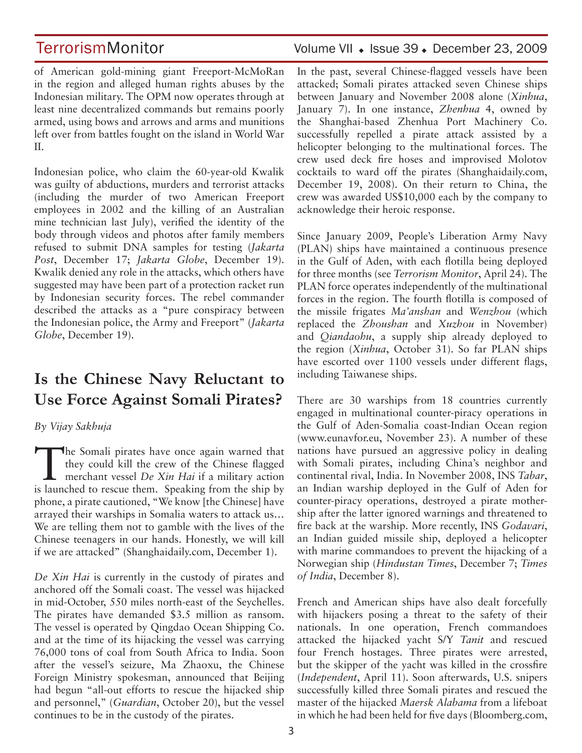of American gold-mining giant Freeport-McMoRan in the region and alleged human rights abuses by the Indonesian military. The OPM now operates through at least nine decentralized commands but remains poorly armed, using bows and arrows and arms and munitions left over from battles fought on the island in World War II.

Indonesian police, who claim the 60-year-old Kwalik was guilty of abductions, murders and terrorist attacks (including the murder of two American Freeport employees in 2002 and the killing of an Australian mine technician last July), verified the identity of the body through videos and photos after family members refused to submit DNA samples for testing (*Jakarta Post*, December 17; *Jakarta Globe*, December 19). Kwalik denied any role in the attacks, which others have suggested may have been part of a protection racket run by Indonesian security forces. The rebel commander described the attacks as a "pure conspiracy between the Indonesian police, the Army and Freeport" (*Jakarta Globe*, December 19).

## Is the Chinese Navy Reluctant to Use Force Against Somali Pirates?

*By Vijay Sakhuja*

The Somali pirates have once again warned that they could kill the crew of the Chinese flagged merchant vessel *De Xin Hai* if a military action is launched to rescue them. Speaking from the ship by phone, a pirate cautioned, "We know [the Chinese] have arrayed their warships in Somalia waters to attack us… We are telling them not to gamble with the lives of the Chinese teenagers in our hands. Honestly, we will kill if we are attacked" (Shanghaidaily.com, December 1).

*De Xin Hai* is currently in the custody of pirates and anchored off the Somali coast. The vessel was hijacked in mid-October, 550 miles north-east of the Seychelles. The pirates have demanded $3.5 million as ransom. The vessel is operated by Qingdao Ocean Shipping Co. and at the time of its hijacking the vessel was carrying 76,000 tons of coal from South Africa to India. Soon after the vessel's seizure, Ma Zhaoxu, the Chinese Foreign Ministry spokesman, announced that Beijing had begun "all-out efforts to rescue the hijacked ship and personnel," (*Guardian*, October 20), but the vessel continues to be in the custody of the pirates.

In the past, several Chinese-flagged vessels have been attacked; Somali pirates attacked seven Chinese ships between January and November 2008 alone (*Xinhua*, January 7). In one instance, *Zhenhua* 4, owned by the Shanghai-based Zhenhua Port Machinery Co. successfully repelled a pirate attack assisted by a helicopter belonging to the multinational forces. The crew used deck fire hoses and improvised Molotov cocktails to ward off the pirates (Shanghaidaily.com, December 19, 2008). On their return to China, the crew was awarded US$10,000 each by the company to acknowledge their heroic response.

Since January 2009, People's Liberation Army Navy (PLAN) ships have maintained a continuous presence in the Gulf of Aden, with each flotilla being deployed for three months (see *Terrorism Monitor*, April 24). The PLAN force operates independently of the multinational forces in the region. The fourth flotilla is composed of the missile frigates *Ma'anshan* and *Wenzhou* (which replaced the *Zhoushan* and *Xuzhou* in November) and *Qiandaohu*, a supply ship already deployed to the region (*Xinhua*, October 31). So far PLAN ships have escorted over 1100 vessels under different flags, including Taiwanese ships.

There are 30 warships from 18 countries currently engaged in multinational counter-piracy operations in the Gulf of Aden-Somalia coast-Indian Ocean region (www.eunavfor.eu, November 23). A number of these nations have pursued an aggressive policy in dealing with Somali pirates, including China's neighbor and continental rival, India. In November 2008, INS *Tabar*, an Indian warship deployed in the Gulf of Aden for counter-piracy operations, destroyed a pirate mother-ship after the latter ignored warnings and threatened to fire back at the warship. More recently, INS *Godavari*, an Indian guided missile ship, deployed a helicopter with marine commandoes to prevent the hijacking of a Norwegian ship (*Hindustan Times*, December 7; *Times of India*, December 8).

French and American ships have also dealt forcefully with hijackers posing a threat to the safety of their nationals. In one operation, French commandoes attacked the hijacked yacht S/Y *Tanit* and rescued four French hostages. Three pirates were arrested, but the skipper of the yacht was killed in the crossfire (*Independent*, April 11). Soon afterwards, U.S. snipers successfully killed three Somali pirates and rescued the master of the hijacked *Maersk Alabama* from a lifeboat in which he had been held for five days (Bloomberg.com,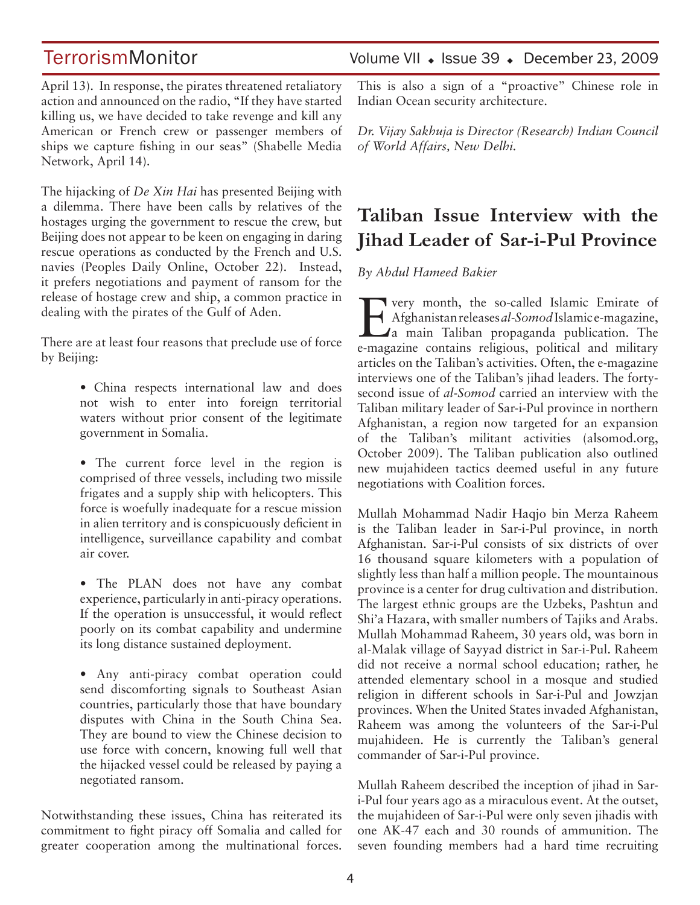April 13). In response, the pirates threatened retaliatory action and announced on the radio, "If they have started killing us, we have decided to take revenge and kill any American or French crew or passenger members of ships we capture fishing in our seas" (Shabelle Media Network, April 14).

The hijacking of *De Xin Hai* has presented Beijing with a dilemma. There have been calls by relatives of the hostages urging the government to rescue the crew, but Beijing does not appear to be keen on engaging in daring rescue operations as conducted by the French and U.S. navies (Peoples Daily Online, October 22). Instead, it prefers negotiations and payment of ransom for the release of hostage crew and ship, a common practice in dealing with the pirates of the Gulf of Aden.

There are at least four reasons that preclude use of force by Beijing:

- China respects international law and does not wish to enter into foreign territorial waters without prior consent of the legitimate government in Somalia.

- The current force level in the region is comprised of three vessels, including two missile frigates and a supply ship with helicopters. This force is woefully inadequate for a rescue mission in alien territory and is conspicuously deficient in intelligence, surveillance capability and combat air cover.

- The PLAN does not have any combat experience, particularly in anti-piracy operations. If the operation is unsuccessful, it would reflect poorly on its combat capability and undermine its long distance sustained deployment.

- Any anti-piracy combat operation could send discomforting signals to Southeast Asian countries, particularly those that have boundary disputes with China in the South China Sea. They are bound to view the Chinese decision to use force with concern, knowing full well that the hijacked vessel could be released by paying a negotiated ransom.

Notwithstanding these issues, China has reiterated its commitment to fight piracy off Somalia and called for greater cooperation among the multinational forces. This is also a sign of a "proactive" Chinese role in Indian Ocean security architecture.

*Dr. Vijay Sakhuja is Director (Research) Indian Council of World Affairs, New Delhi.*

## Taliban Issue Interview with the Jihad Leader of Sar-i-Pul Province

*By Abdul Hameed Bakier*

Every month, the so-called Islamic Emirate of Afghanistan releases *al-Somod* Islamic e-magazine, a main Taliban propaganda publication. The e-magazine contains religious, political and military articles on the Taliban's activities. Often, the e-magazine interviews one of the Taliban's jihad leaders. The forty-second issue of *al-Somod* carried an interview with the Taliban military leader of Sar-i-Pul province in northern Afghanistan, a region now targeted for an expansion of the Taliban's militant activities (alsomod.org, October 2009). The Taliban publication also outlined new mujahideen tactics deemed useful in any future negotiations with Coalition forces.

Mullah Mohammad Nadir Haqjo bin Merza Raheem is the Taliban leader in Sar-i-Pul province, in north Afghanistan. Sar-i-Pul consists of six districts of over 16 thousand square kilometers with a population of slightly less than half a million people. The mountainous province is a center for drug cultivation and distribution. The largest ethnic groups are the Uzbeks, Pashtun and Shi'a Hazara, with smaller numbers of Tajiks and Arabs. Mullah Mohammad Raheem, 30 years old, was born in al-Malak village of Sayyad district in Sar-i-Pul. Raheem did not receive a normal school education; rather, he attended elementary school in a mosque and studied religion in different schools in Sar-i-Pul and Jowzjan provinces. When the United States invaded Afghanistan, Raheem was among the volunteers of the Sar-i-Pul mujahideen. He is currently the Taliban's general commander of Sar-i-Pul province.

Mullah Raheem described the inception of jihad in Sar-i-Pul four years ago as a miraculous event. At the outset, the mujahideen of Sar-i-Pul were only seven jihadis with one AK-47 each and 30 rounds of ammunition. The seven founding members had a hard time recruiting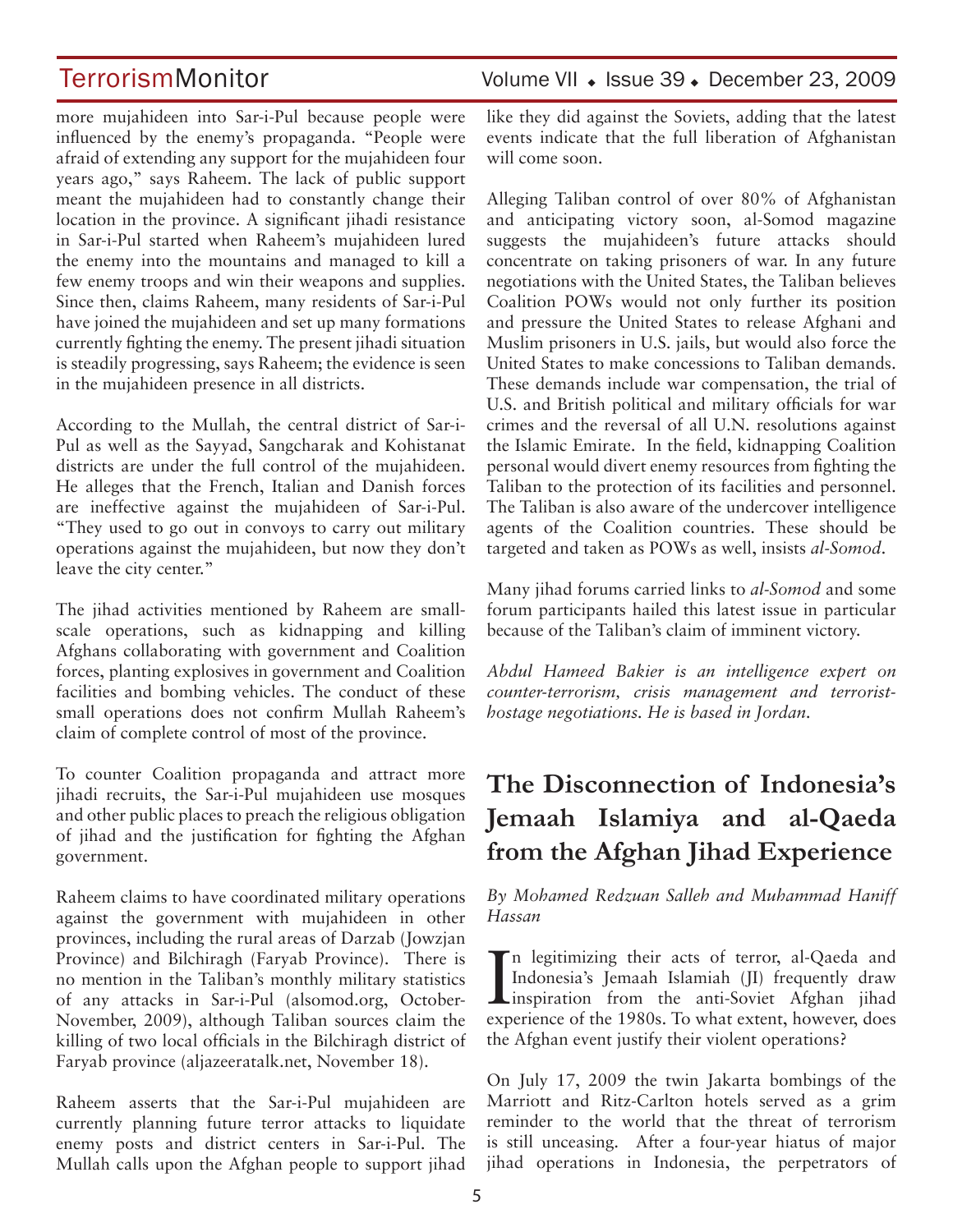more mujahideen into Sar-i-Pul because people were influenced by the enemy's propaganda. "People were afraid of extending any support for the mujahideen four years ago," says Raheem. The lack of public support meant the mujahideen had to constantly change their location in the province. A significant jihadi resistance in Sar-i-Pul started when Raheem's mujahideen lured the enemy into the mountains and managed to kill a few enemy troops and win their weapons and supplies. Since then, claims Raheem, many residents of Sar-i-Pul have joined the mujahideen and set up many formations currently fighting the enemy. The present jihadi situation is steadily progressing, says Raheem; the evidence is seen in the mujahideen presence in all districts.

According to the Mullah, the central district of Sar-i-Pul as well as the Sayyad, Sangcharak and Kohistanat districts are under the full control of the mujahideen. He alleges that the French, Italian and Danish forces are ineffective against the mujahideen of Sar-i-Pul. "They used to go out in convoys to carry out military operations against the mujahideen, but now they don't leave the city center."

The jihad activities mentioned by Raheem are small-scale operations, such as kidnapping and killing Afghans collaborating with government and Coalition forces, planting explosives in government and Coalition facilities and bombing vehicles. The conduct of these small operations does not confirm Mullah Raheem's claim of complete control of most of the province.

To counter Coalition propaganda and attract more jihadi recruits, the Sar-i-Pul mujahideen use mosques and other public places to preach the religious obligation of jihad and the justification for fighting the Afghan government.

Raheem claims to have coordinated military operations against the government with mujahideen in other provinces, including the rural areas of Darzab (Jowzjan Province) and Bilchiragh (Faryab Province). There is no mention in the Taliban's monthly military statistics of any attacks in Sar-i-Pul (alsomod.org, October-November, 2009), although Taliban sources claim the killing of two local officials in the Bilchiragh district of Faryab province (aljazeeratalk.net, November 18).

Raheem asserts that the Sar-i-Pul mujahideen are currently planning future terror attacks to liquidate enemy posts and district centers in Sar-i-Pul. The Mullah calls upon the Afghan people to support jihad like they did against the Soviets, adding that the latest events indicate that the full liberation of Afghanistan will come soon.

Alleging Taliban control of over 80% of Afghanistan and anticipating victory soon, al-Somod magazine suggests the mujahideen's future attacks should concentrate on taking prisoners of war. In any future negotiations with the United States, the Taliban believes Coalition POWs would not only further its position and pressure the United States to release Afghani and Muslim prisoners in U.S. jails, but would also force the United States to make concessions to Taliban demands. These demands include war compensation, the trial of U.S. and British political and military officials for war crimes and the reversal of all U.N. resolutions against the Islamic Emirate. In the field, kidnapping Coalition personal would divert enemy resources from fighting the Taliban to the protection of its facilities and personnel. The Taliban is also aware of the undercover intelligence agents of the Coalition countries. These should be targeted and taken as POWs as well, insists *al-Somod*.

Many jihad forums carried links to *al-Somod* and some forum participants hailed this latest issue in particular because of the Taliban's claim of imminent victory.

*Abdul Hameed Bakier is an intelligence expert on counter-terrorism, crisis management and terrorist-hostage negotiations. He is based in Jordan.*

## The Disconnection of Indonesia's Jemaah Islamiya and al-Qaeda from the Afghan Jihad Experience

*By Mohamed Redzuan Salleh and Muhammad Haniff Hassan*

In legitimizing their acts of terror, al-Qaeda and Indonesia's Jemaah Islamiah (JI) frequently draw inspiration from the anti-Soviet Afghan jihad experience of the 1980s. To what extent, however, does the Afghan event justify their violent operations?

On July 17, 2009 the twin Jakarta bombings of the Marriott and Ritz-Carlton hotels served as a grim reminder to the world that the threat of terrorism is still unceasing. After a four-year hiatus of major jihad operations in Indonesia, the perpetrators of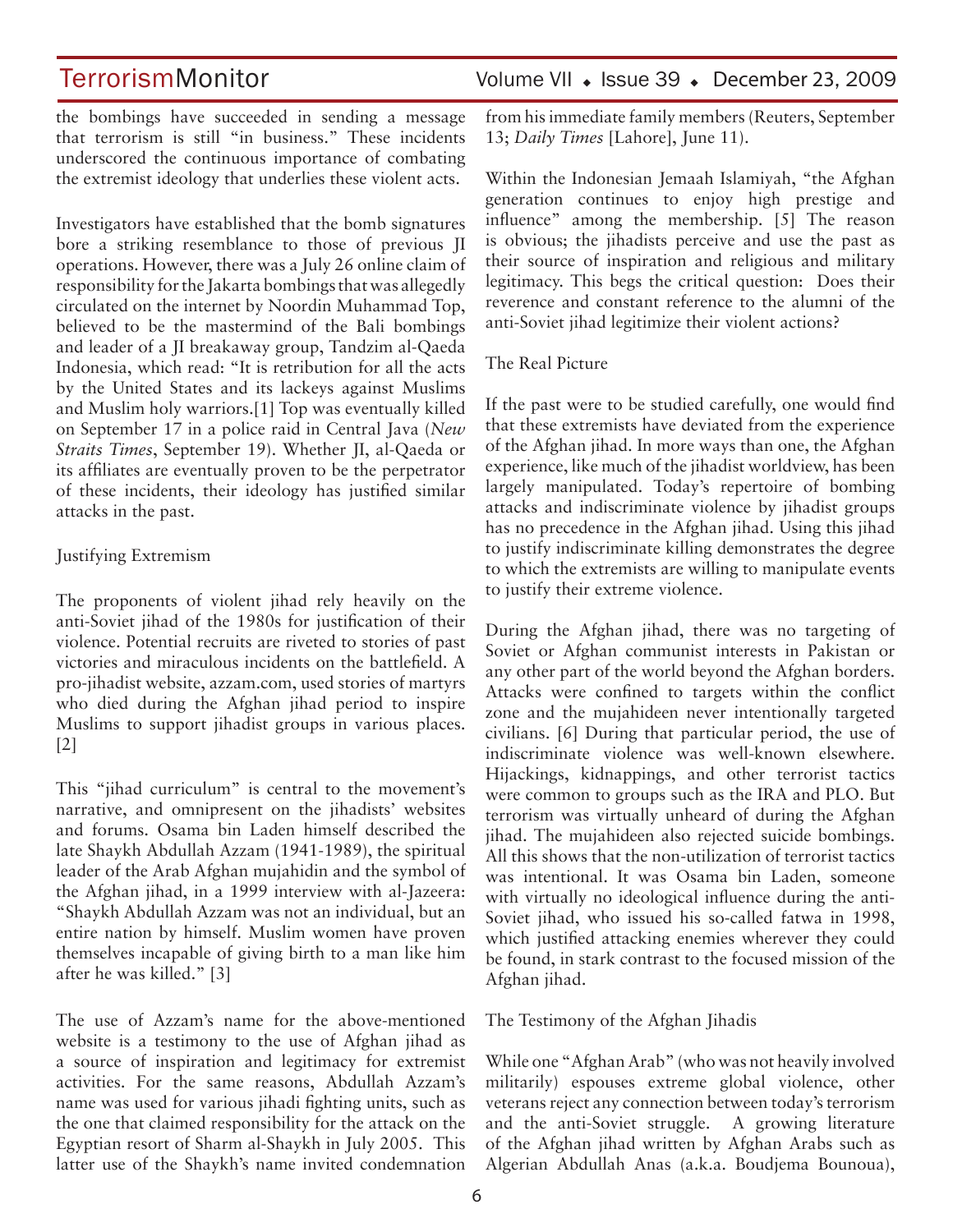the bombings have succeeded in sending a message that terrorism is still "in business." These incidents underscored the continuous importance of combating the extremist ideology that underlies these violent acts.

Investigators have established that the bomb signatures bore a striking resemblance to those of previous JI operations. However, there was a July 26 online claim of responsibility for the Jakarta bombings that was allegedly circulated on the internet by Noordin Muhammad Top, believed to be the mastermind of the Bali bombings and leader of a JI breakaway group, Tandzim al-Qaeda Indonesia, which read: "It is retribution for all the acts by the United States and its lackeys against Muslims and Muslim holy warriors.[1] Top was eventually killed on September 17 in a police raid in Central Java (*New Straits Times*, September 19). Whether JI, al-Qaeda or its affiliates are eventually proven to be the perpetrator of these incidents, their ideology has justified similar attacks in the past.

## Justifying Extremism

The proponents of violent jihad rely heavily on the anti-Soviet jihad of the 1980s for justification of their violence. Potential recruits are riveted to stories of past victories and miraculous incidents on the battlefield. A pro-jihadist website, azzam.com, used stories of martyrs who died during the Afghan jihad period to inspire Muslims to support jihadist groups in various places. [2]

This "jihad curriculum" is central to the movement's narrative, and omnipresent on the jihadists' websites and forums. Osama bin Laden himself described the late Shaykh Abdullah Azzam (1941-1989), the spiritual leader of the Arab Afghan mujahidin and the symbol of the Afghan jihad, in a 1999 interview with al-Jazeera: "Shaykh Abdullah Azzam was not an individual, but an entire nation by himself. Muslim women have proven themselves incapable of giving birth to a man like him after he was killed." [3]

The use of Azzam's name for the above-mentioned website is a testimony to the use of Afghan jihad as a source of inspiration and legitimacy for extremist activities. For the same reasons, Abdullah Azzam's name was used for various jihadi fighting units, such as the one that claimed responsibility for the attack on the Egyptian resort of Sharm al-Shaykh in July 2005. This latter use of the Shaykh's name invited condemnation from his immediate family members (Reuters, September 13; *Daily Times* [Lahore], June 11).

Within the Indonesian Jemaah Islamiyah, "the Afghan generation continues to enjoy high prestige and influence" among the membership. [5] The reason is obvious; the jihadists perceive and use the past as their source of inspiration and religious and military legitimacy. This begs the critical question: Does their reverence and constant reference to the alumni of the anti-Soviet jihad legitimize their violent actions?

## The Real Picture

If the past were to be studied carefully, one would find that these extremists have deviated from the experience of the Afghan jihad. In more ways than one, the Afghan experience, like much of the jihadist worldview, has been largely manipulated. Today's repertoire of bombing attacks and indiscriminate violence by jihadist groups has no precedence in the Afghan jihad. Using this jihad to justify indiscriminate killing demonstrates the degree to which the extremists are willing to manipulate events to justify their extreme violence.

During the Afghan jihad, there was no targeting of Soviet or Afghan communist interests in Pakistan or any other part of the world beyond the Afghan borders. Attacks were confined to targets within the conflict zone and the mujahideen never intentionally targeted civilians. [6] During that particular period, the use of indiscriminate violence was well-known elsewhere. Hijackings, kidnappings, and other terrorist tactics were common to groups such as the IRA and PLO. But terrorism was virtually unheard of during the Afghan jihad. The mujahideen also rejected suicide bombings. All this shows that the non-utilization of terrorist tactics was intentional. It was Osama bin Laden, someone with virtually no ideological influence during the anti-Soviet jihad, who issued his so-called fatwa in 1998, which justified attacking enemies wherever they could be found, in stark contrast to the focused mission of the Afghan jihad.

## The Testimony of the Afghan Jihadis

While one "Afghan Arab" (who was not heavily involved militarily) espouses extreme global violence, other veterans reject any connection between today's terrorism and the anti-Soviet struggle. A growing literature of the Afghan jihad written by Afghan Arabs such as Algerian Abdullah Anas (a.k.a. Boudjema Bounoua),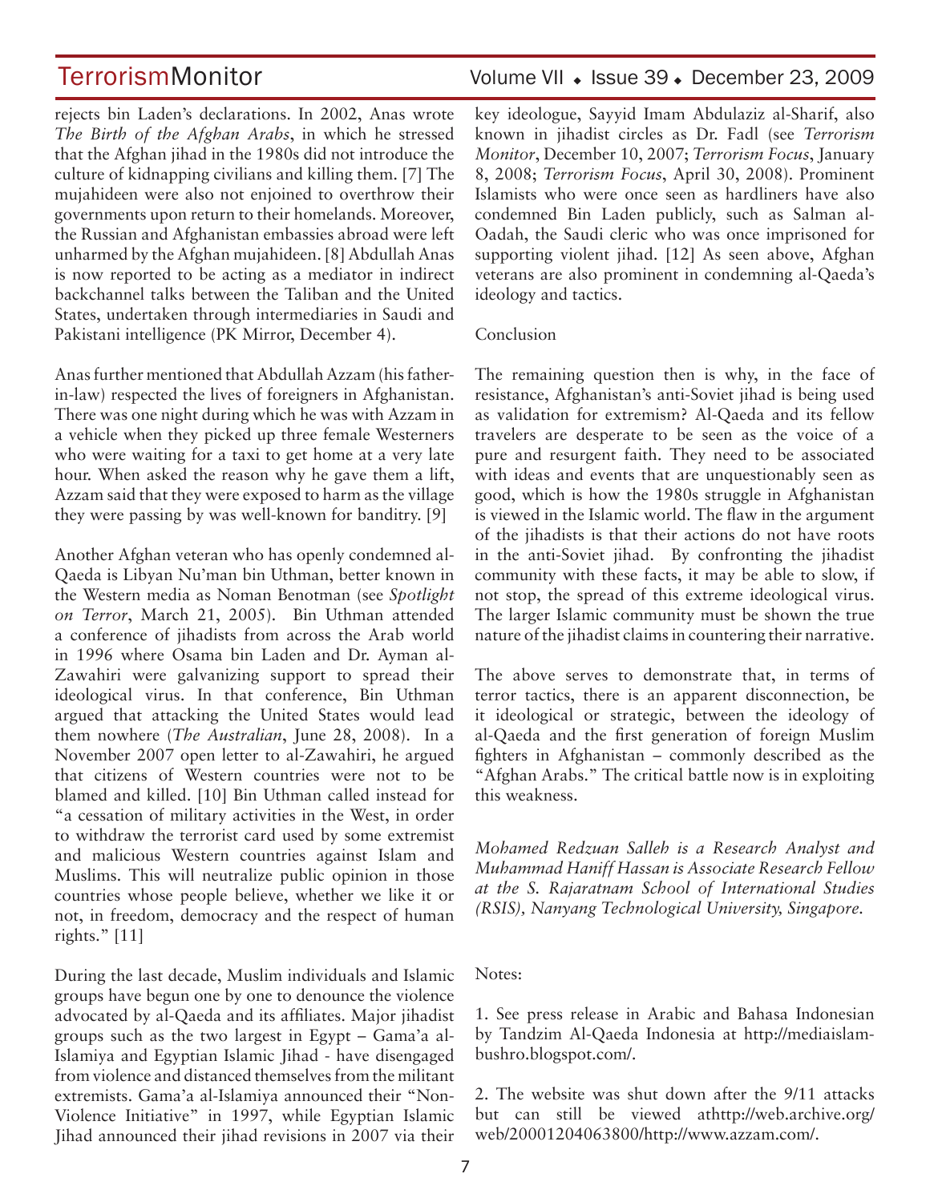rejects bin Laden's declarations. In 2002, Anas wrote *The Birth of the Afghan Arabs*, in which he stressed that the Afghan jihad in the 1980s did not introduce the culture of kidnapping civilians and killing them. [7] The mujahideen were also not enjoined to overthrow their governments upon return to their homelands. Moreover, the Russian and Afghanistan embassies abroad were left unharmed by the Afghan mujahideen. [8] Abdullah Anas is now reported to be acting as a mediator in indirect backchannel talks between the Taliban and the United States, undertaken through intermediaries in Saudi and Pakistani intelligence (PK Mirror, December 4).

Anas further mentioned that Abdullah Azzam (his father-in-law) respected the lives of foreigners in Afghanistan. There was one night during which he was with Azzam in a vehicle when they picked up three female Westerners who were waiting for a taxi to get home at a very late hour. When asked the reason why he gave them a lift, Azzam said that they were exposed to harm as the village they were passing by was well-known for banditry. [9]

Another Afghan veteran who has openly condemned al-Qaeda is Libyan Nu'man bin Uthman, better known in the Western media as Noman Benotman (see *Spotlight on Terror*, March 21, 2005). Bin Uthman attended a conference of jihadists from across the Arab world in 1996 where Osama bin Laden and Dr. Ayman al-Zawahiri were galvanizing support to spread their ideological virus. In that conference, Bin Uthman argued that attacking the United States would lead them nowhere (*The Australian*, June 28, 2008). In a November 2007 open letter to al-Zawahiri, he argued that citizens of Western countries were not to be blamed and killed. [10] Bin Uthman called instead for "a cessation of military activities in the West, in order to withdraw the terrorist card used by some extremist and malicious Western countries against Islam and Muslims. This will neutralize public opinion in those countries whose people believe, whether we like it or not, in freedom, democracy and the respect of human rights." [11]

During the last decade, Muslim individuals and Islamic groups have begun one by one to denounce the violence advocated by al-Qaeda and its affiliates. Major jihadist groups such as the two largest in Egypt – Gama'a al-Islamiya and Egyptian Islamic Jihad - have disengaged from violence and distanced themselves from the militant extremists. Gama'a al-Islamiya announced their "Non-Violence Initiative" in 1997, while Egyptian Islamic Jihad announced their jihad revisions in 2007 via their key ideologue, Sayyid Imam Abdulaziz al-Sharif, also known in jihadist circles as Dr. Fadl (see *Terrorism Monitor*, December 10, 2007; *Terrorism Focus*, January 8, 2008; *Terrorism Focus*, April 30, 2008). Prominent Islamists who were once seen as hardliners have also condemned Bin Laden publicly, such as Salman al-Oadah, the Saudi cleric who was once imprisoned for supporting violent jihad. [12] As seen above, Afghan veterans are also prominent in condemning al-Qaeda's ideology and tactics.

## Conclusion

The remaining question then is why, in the face of resistance, Afghanistan's anti-Soviet jihad is being used as validation for extremism? Al-Qaeda and its fellow travelers are desperate to be seen as the voice of a pure and resurgent faith. They need to be associated with ideas and events that are unquestionably seen as good, which is how the 1980s struggle in Afghanistan is viewed in the Islamic world. The flaw in the argument of the jihadists is that their actions do not have roots in the anti-Soviet jihad. By confronting the jihadist community with these facts, it may be able to slow, if not stop, the spread of this extreme ideological virus. The larger Islamic community must be shown the true nature of the jihadist claims in countering their narrative.

The above serves to demonstrate that, in terms of terror tactics, there is an apparent disconnection, be it ideological or strategic, between the ideology of al-Qaeda and the first generation of foreign Muslim fighters in Afghanistan – commonly described as the "Afghan Arabs." The critical battle now is in exploiting this weakness.

*Mohamed Redzuan Salleh is a Research Analyst and Muhammad Haniff Hassan is Associate Research Fellow at the S. Rajaratnam School of International Studies (RSIS), Nanyang Technological University, Singapore.*

Notes:

1. See press release in Arabic and Bahasa Indonesian by Tandzim Al-Qaeda Indonesia at http://mediaislam-bushro.blogspot.com/.

2. The website was shut down after the 9/11 attacks but can still be viewed athttp://web.archive.org/web/20001204063800/http://www.azzam.com/.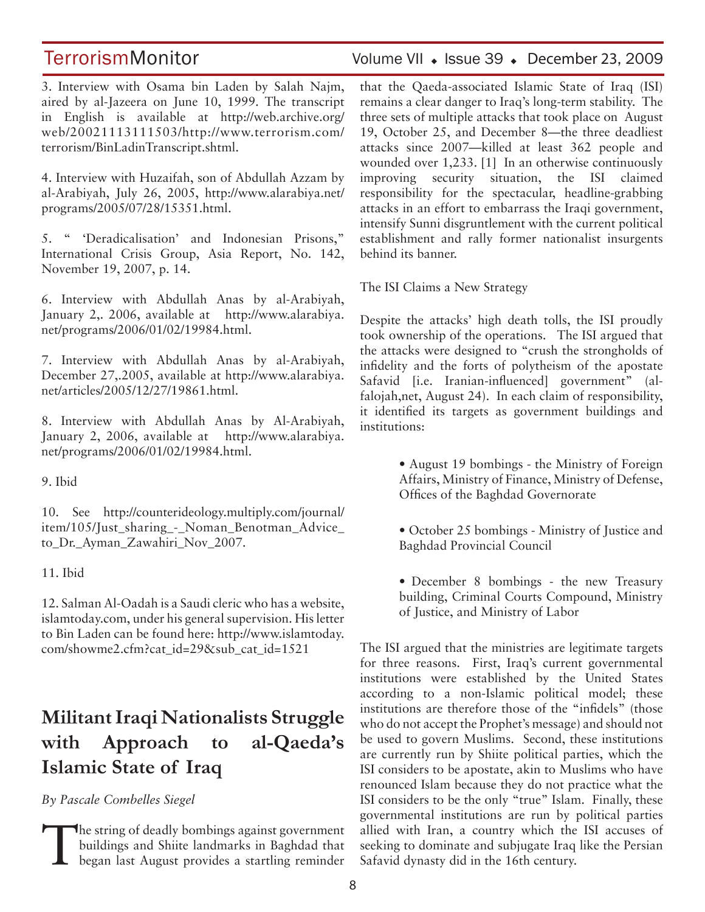3. Interview with Osama bin Laden by Salah Najm, aired by al-Jazeera on June 10, 1999. The transcript in English is available at http://web.archive.org/web/20021113111503/http://www.terrorism.com/terrorism/BinLadinTranscript.shtml.

4. Interview with Huzaifah, son of Abdullah Azzam by al-Arabiyah, July 26, 2005, http://www.alarabiya.net/programs/2005/07/28/15351.html.

5. " 'Deradicalisation' and Indonesian Prisons," International Crisis Group, Asia Report, No. 142, November 19, 2007, p. 14.

6. Interview with Abdullah Anas by al-Arabiyah, January 2,. 2006, available at http://www.alarabiya.net/programs/2006/01/02/19984.html.

7. Interview with Abdullah Anas by al-Arabiyah, December 27,.2005, available at http://www.alarabiya.net/articles/2005/12/27/19861.html.

8. Interview with Abdullah Anas by Al-Arabiyah, January 2, 2006, available at http://www.alarabiya.net/programs/2006/01/02/19984.html.

9. Ibid

10. See http://counterideology.multiply.com/journal/item/105/Just_sharing_-_Noman_Benotman_Advice_to_Dr._Ayman_Zawahiri_Nov_2007.

11. Ibid

12. Salman Al-Oadah is a Saudi cleric who has a website, islamtoday.com, under his general supervision. His letter to Bin Laden can be found here: http://www.islamtoday.com/showme2.cfm?cat_id=29&sub_cat_id=1521

# Militant Iraqi Nationalists Struggle with Approach to al-Qaeda's Islamic State of Iraq

*By Pascale Combelles Siegel*

The string of deadly bombings against government buildings and Shiite landmarks in Baghdad that began last August provides a startling reminder that the Qaeda-associated Islamic State of Iraq (ISI) remains a clear danger to Iraq's long-term stability. The three sets of multiple attacks that took place on August 19, October 25, and December 8—the three deadliest attacks since 2007—killed at least 362 people and wounded over 1,233. [1] In an otherwise continuously improving security situation, the ISI claimed responsibility for the spectacular, headline-grabbing attacks in an effort to embarrass the Iraqi government, intensify Sunni disgruntlement with the current political establishment and rally former nationalist insurgents behind its banner.

The ISI Claims a New Strategy

Despite the attacks' high death tolls, the ISI proudly took ownership of the operations. The ISI argued that the attacks were designed to "crush the strongholds of infidelity and the forts of polytheism of the apostate Safavid [i.e. Iranian-influenced] government" (al-falojah,net, August 24). In each claim of responsibility, it identified its targets as government buildings and institutions:

- August 19 bombings - the Ministry of Foreign Affairs, Ministry of Finance, Ministry of Defense, Offices of the Baghdad Governorate
- October 25 bombings - Ministry of Justice and Baghdad Provincial Council
- December 8 bombings - the new Treasury building, Criminal Courts Compound, Ministry of Justice, and Ministry of Labor

The ISI argued that the ministries are legitimate targets for three reasons. First, Iraq's current governmental institutions were established by the United States according to a non-Islamic political model; these institutions are therefore those of the "infidels" (those who do not accept the Prophet's message) and should not be used to govern Muslims. Second, these institutions are currently run by Shiite political parties, which the ISI considers to be apostate, akin to Muslims who have renounced Islam because they do not practice what the ISI considers to be the only "true" Islam. Finally, these governmental institutions are run by political parties allied with Iran, a country which the ISI accuses of seeking to dominate and subjugate Iraq like the Persian Safavid dynasty did in the 16th century.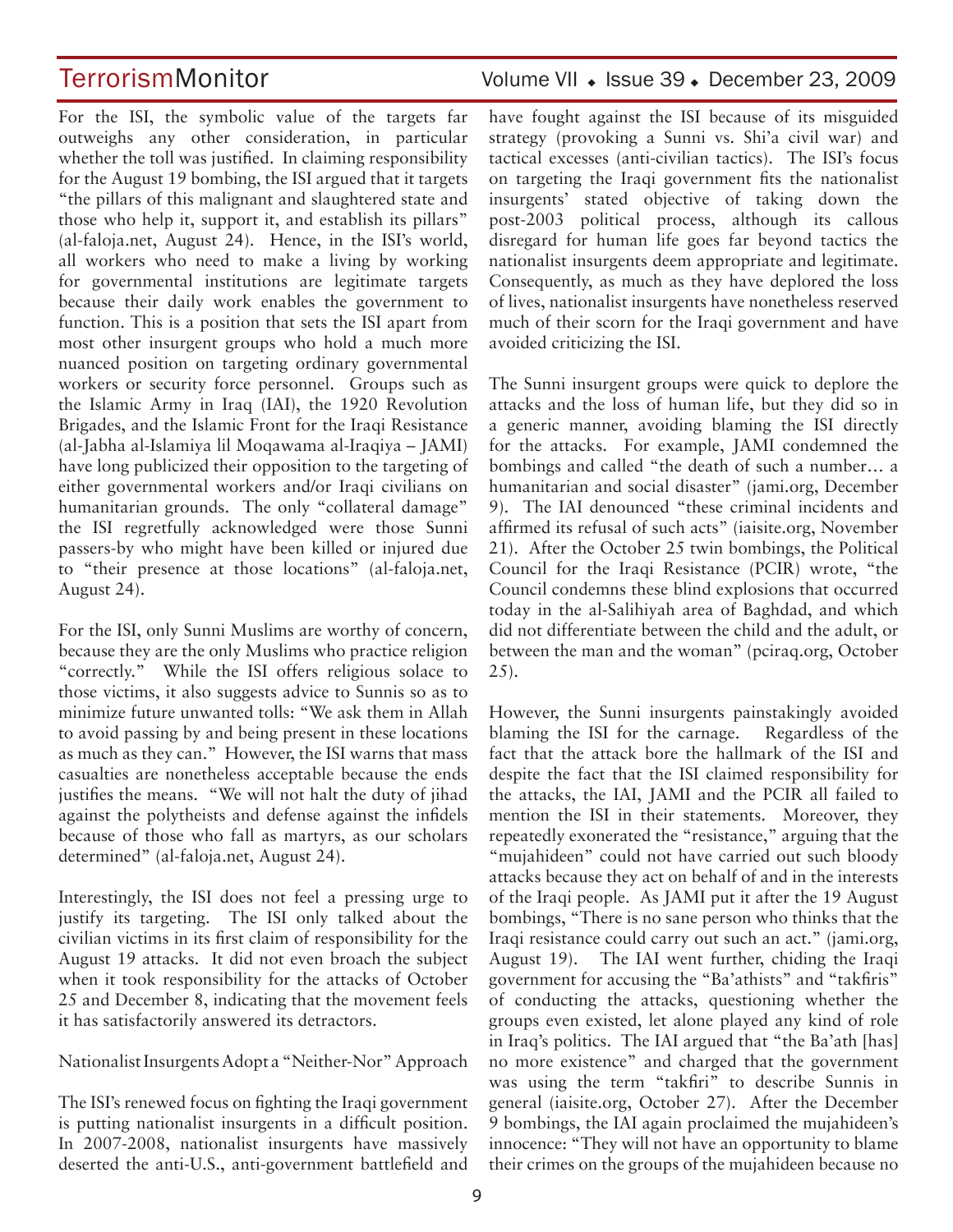For the ISI, the symbolic value of the targets far outweighs any other consideration, in particular whether the toll was justified. In claiming responsibility for the August 19 bombing, the ISI argued that it targets "the pillars of this malignant and slaughtered state and those who help it, support it, and establish its pillars" (al-faloja.net, August 24). Hence, in the ISI's world, all workers who need to make a living by working for governmental institutions are legitimate targets because their daily work enables the government to function. This is a position that sets the ISI apart from most other insurgent groups who hold a much more nuanced position on targeting ordinary governmental workers or security force personnel. Groups such as the Islamic Army in Iraq (IAI), the 1920 Revolution Brigades, and the Islamic Front for the Iraqi Resistance (al-Jabha al-Islamiya lil Moqawama al-Iraqiya – JAMI) have long publicized their opposition to the targeting of either governmental workers and/or Iraqi civilians on humanitarian grounds. The only "collateral damage" the ISI regretfully acknowledged were those Sunni passers-by who might have been killed or injured due to "their presence at those locations" (al-faloja.net, August 24).

For the ISI, only Sunni Muslims are worthy of concern, because they are the only Muslims who practice religion "correctly." While the ISI offers religious solace to those victims, it also suggests advice to Sunnis so as to minimize future unwanted tolls: "We ask them in Allah to avoid passing by and being present in these locations as much as they can." However, the ISI warns that mass casualties are nonetheless acceptable because the ends justifies the means. "We will not halt the duty of jihad against the polytheists and defense against the infidels because of those who fall as martyrs, as our scholars determined" (al-faloja.net, August 24).

Interestingly, the ISI does not feel a pressing urge to justify its targeting. The ISI only talked about the civilian victims in its first claim of responsibility for the August 19 attacks. It did not even broach the subject when it took responsibility for the attacks of October 25 and December 8, indicating that the movement feels it has satisfactorily answered its detractors.

## Nationalist Insurgents Adopt a "Neither-Nor" Approach

The ISI's renewed focus on fighting the Iraqi government is putting nationalist insurgents in a difficult position. In 2007-2008, nationalist insurgents have massively deserted the anti-U.S., anti-government battlefield and have fought against the ISI because of its misguided strategy (provoking a Sunni vs. Shi'a civil war) and tactical excesses (anti-civilian tactics). The ISI's focus on targeting the Iraqi government fits the nationalist insurgents' stated objective of taking down the post-2003 political process, although its callous disregard for human life goes far beyond tactics the nationalist insurgents deem appropriate and legitimate. Consequently, as much as they have deplored the loss of lives, nationalist insurgents have nonetheless reserved much of their scorn for the Iraqi government and have avoided criticizing the ISI.

The Sunni insurgent groups were quick to deplore the attacks and the loss of human life, but they did so in a generic manner, avoiding blaming the ISI directly for the attacks. For example, JAMI condemned the bombings and called "the death of such a number… a humanitarian and social disaster" (jami.org, December 9). The IAI denounced "these criminal incidents and affirmed its refusal of such acts" (iaisite.org, November 21). After the October 25 twin bombings, the Political Council for the Iraqi Resistance (PCIR) wrote, "the Council condemns these blind explosions that occurred today in the al-Salihiyah area of Baghdad, and which did not differentiate between the child and the adult, or between the man and the woman" (pciraq.org, October 25).

However, the Sunni insurgents painstakingly avoided blaming the ISI for the carnage. Regardless of the fact that the attack bore the hallmark of the ISI and despite the fact that the ISI claimed responsibility for the attacks, the IAI, JAMI and the PCIR all failed to mention the ISI in their statements. Moreover, they repeatedly exonerated the "resistance," arguing that the "mujahideen" could not have carried out such bloody attacks because they act on behalf of and in the interests of the Iraqi people. As JAMI put it after the 19 August bombings, "There is no sane person who thinks that the Iraqi resistance could carry out such an act." (jami.org, August 19). The IAI went further, chiding the Iraqi government for accusing the "Ba'athists" and "takfiris" of conducting the attacks, questioning whether the groups even existed, let alone played any kind of role in Iraq's politics. The IAI argued that "the Ba'ath [has] no more existence" and charged that the government was using the term "takfiri" to describe Sunnis in general (iaisite.org, October 27). After the December 9 bombings, the IAI again proclaimed the mujahideen's innocence: "They will not have an opportunity to blame their crimes on the groups of the mujahideen because no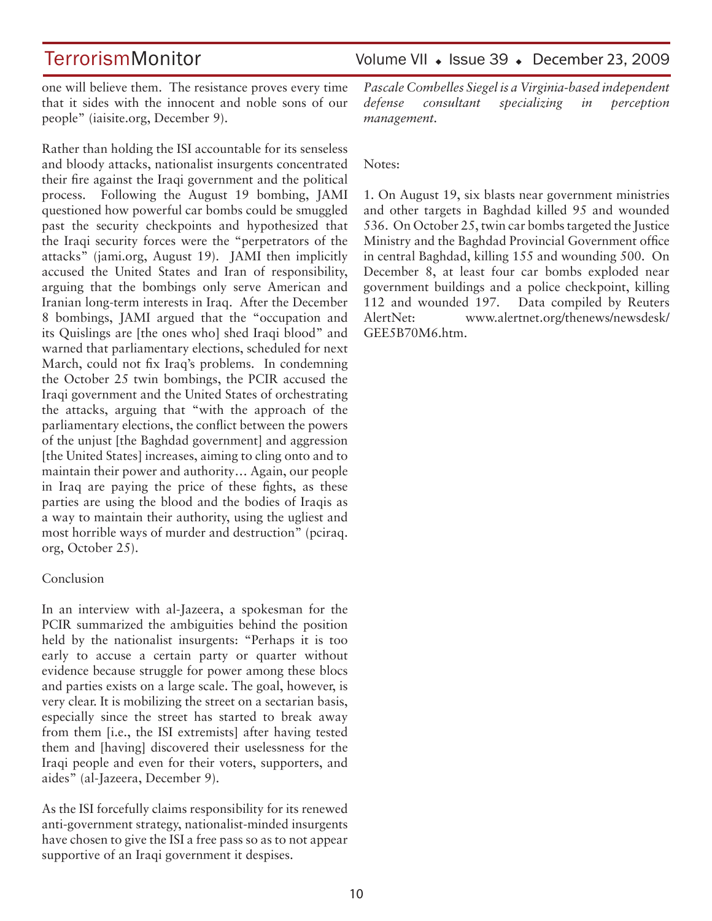one will believe them. The resistance proves every time that it sides with the innocent and noble sons of our people" (iaisite.org, December 9).

Rather than holding the ISI accountable for its senseless and bloody attacks, nationalist insurgents concentrated their fire against the Iraqi government and the political process. Following the August 19 bombing, JAMI questioned how powerful car bombs could be smuggled past the security checkpoints and hypothesized that the Iraqi security forces were the "perpetrators of the attacks" (jami.org, August 19). JAMI then implicitly accused the United States and Iran of responsibility, arguing that the bombings only serve American and Iranian long-term interests in Iraq. After the December 8 bombings, JAMI argued that the "occupation and its Quislings are [the ones who] shed Iraqi blood" and warned that parliamentary elections, scheduled for next March, could not fix Iraq's problems. In condemning the October 25 twin bombings, the PCIR accused the Iraqi government and the United States of orchestrating the attacks, arguing that "with the approach of the parliamentary elections, the conflict between the powers of the unjust [the Baghdad government] and aggression [the United States] increases, aiming to cling onto and to maintain their power and authority… Again, our people in Iraq are paying the price of these fights, as these parties are using the blood and the bodies of Iraqis as a way to maintain their authority, using the ugliest and most horrible ways of murder and destruction" (pciraq.org, October 25).

## Conclusion

In an interview with al-Jazeera, a spokesman for the PCIR summarized the ambiguities behind the position held by the nationalist insurgents: "Perhaps it is too early to accuse a certain party or quarter without evidence because struggle for power among these blocs and parties exists on a large scale. The goal, however, is very clear. It is mobilizing the street on a sectarian basis, especially since the street has started to break away from them [i.e., the ISI extremists] after having tested them and [having] discovered their uselessness for the Iraqi people and even for their voters, supporters, and aides" (al-Jazeera, December 9).

As the ISI forcefully claims responsibility for its renewed anti-government strategy, nationalist-minded insurgents have chosen to give the ISI a free pass so as to not appear supportive of an Iraqi government it despises.

*Pascale Combelles Siegel is a Virginia-based independent defense consultant specializing in perception management.*

Notes:

1. On August 19, six blasts near government ministries and other targets in Baghdad killed 95 and wounded 536. On October 25, twin car bombs targeted the Justice Ministry and the Baghdad Provincial Government office in central Baghdad, killing 155 and wounding 500. On December 8, at least four car bombs exploded near government buildings and a police checkpoint, killing 112 and wounded 197. Data compiled by Reuters AlertNet: www.alertnet.org/thenews/newsdesk/GEE5B70M6.htm.